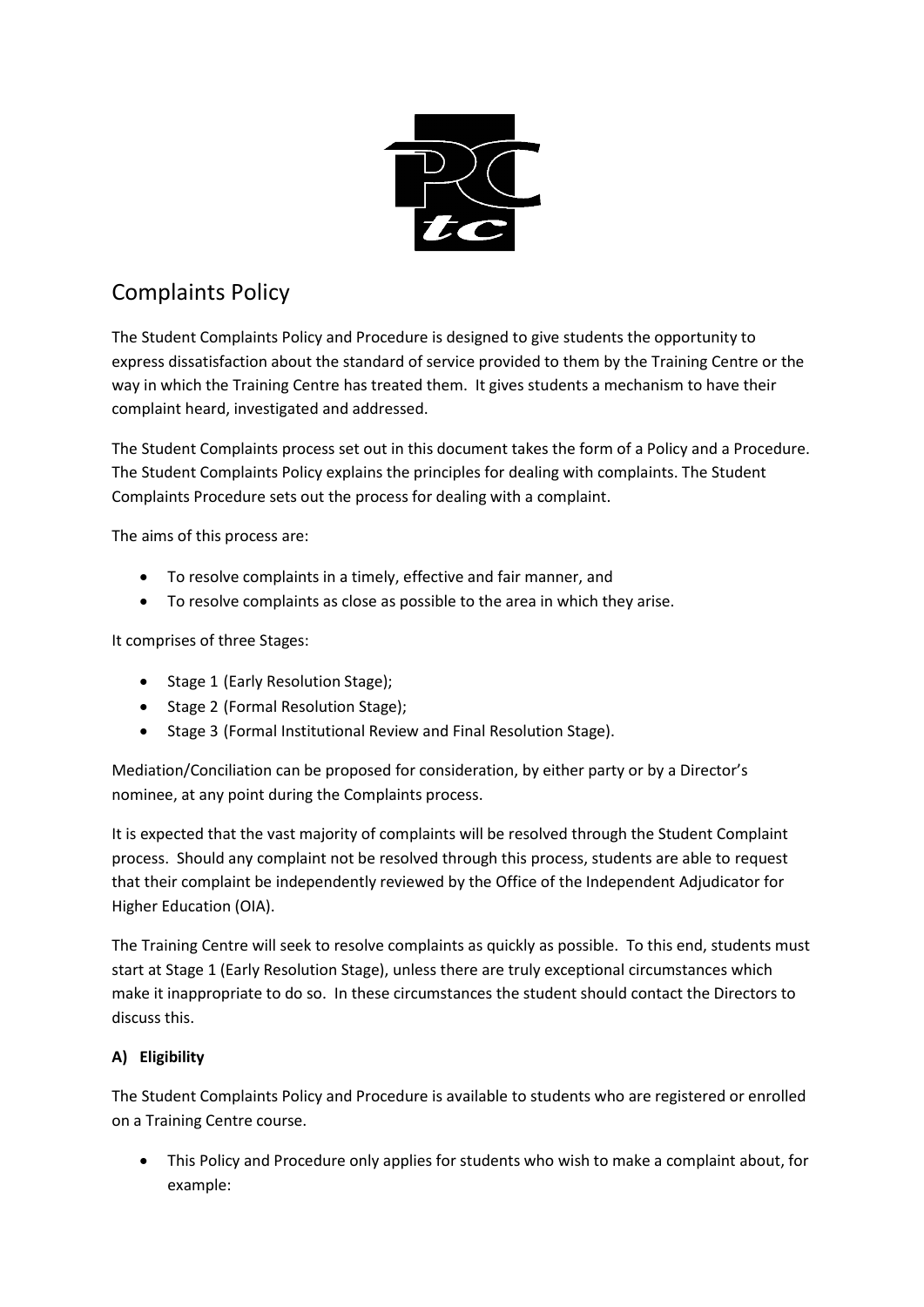# Complaints Policy

The Student Complaints Policy and Procedure is designed to give students the opportunity to express dissatisfaction about the standard of service provided to them by the Training Centre or the way in which the Training Centre has treated them. It gives students a mechanism to have their complaint heard, investigated and addressed.

The Student Complaints process set out in this document takes the form of a Policy and a Procedure. The Student Complaints Policy explains the principles for dealing with complaints. The Student Complaints Procedure sets out the process for dealing with a complaint.

The aims of this process are:

- To resolve complaints in a timely, effective and fair manner, and
- To resolve complaints as close as possible to the area in which they arise.

It comprises of three Stages:

- Stage 1 (Early Resolution Stage);
- Stage 2 (Formal Resolution Stage);
- Stage 3 (Formal Institutional Review and Final Resolution Stage).

Mediation/Conciliation can be proposed for consideration, by either party or by a Director's nominee, at any point during the Complaints process.

It is expected that the vast majority of complaints will be resolved through the Student Complaint process. Should any complaint not be resolved through this process, students are able to request that their complaint be independently reviewed by the Office of the Independent Adjudicator for Higher Education (OIA).

The Training Centre will seek to resolve complaints as quickly as possible. To this end, students must start at Stage 1 (Early Resolution Stage), unless there are truly exceptional circumstances which make it inappropriate to do so. In these circumstances the student should contact the Directors to discuss this.

### A) Eligibility

The Student Complaints Policy and Procedure is available to students who are registered or enrolled on a Training Centre course.

- This Policy and Procedure only applies for students who wish to make a complaint about, for example: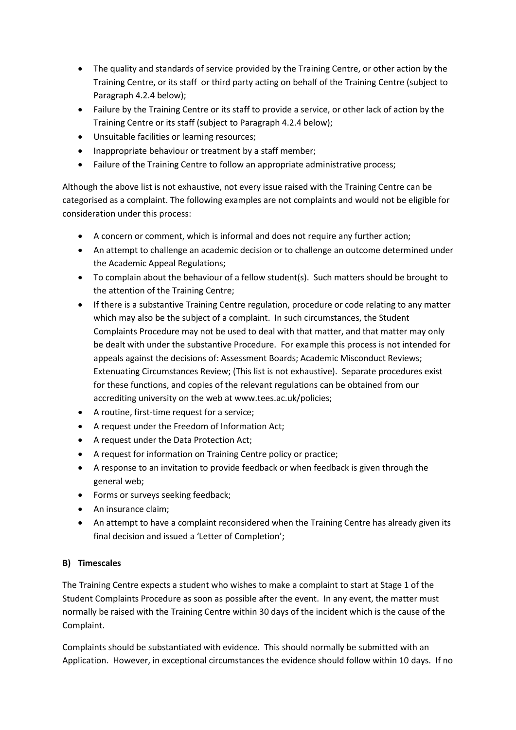- The quality and standards of service provided by the Training Centre, or other action by the Training Centre, or its staff or third party acting on behalf of the Training Centre (subject to Paragraph 4.2.4 below);
- Failure by the Training Centre or its staff to provide a service, or other lack of action by the Training Centre or its staff (subject to Paragraph 4.2.4 below);
- Unsuitable facilities or learning resources;
- Inappropriate behaviour or treatment by a staff member;
- Failure of the Training Centre to follow an appropriate administrative process;

Although the above list is not exhaustive, not every issue raised with the Training Centre can be categorised as a complaint. The following examples are not complaints and would not be eligible for consideration under this process:

- A concern or comment, which is informal and does not require any further action;
- An attempt to challenge an academic decision or to challenge an outcome determined under the Academic Appeal Regulations;
- To complain about the behaviour of a fellow student(s). Such matters should be brought to the attention of the Training Centre;
- If there is a substantive Training Centre regulation, procedure or code relating to any matter which may also be the subject of a complaint. In such circumstances, the Student Complaints Procedure may not be used to deal with that matter, and that matter may only be dealt with under the substantive Procedure. For example this process is not intended for appeals against the decisions of: Assessment Boards; Academic Misconduct Reviews; Extenuating Circumstances Review; (This list is not exhaustive). Separate procedures exist for these functions, and copies of the relevant regulations can be obtained from our accrediting university on the web at www.tees.ac.uk/policies;
- A routine, first-time request for a service;
- A request under the Freedom of Information Act;
- A request under the Data Protection Act;
- A request for information on Training Centre policy or practice;
- A response to an invitation to provide feedback or when feedback is given through the general web;
- Forms or surveys seeking feedback;
- An insurance claim;
- An attempt to have a complaint reconsidered when the Training Centre has already given its final decision and issued a 'Letter of Completion';

**B) Timescales**

The Training Centre expects a student who wishes to make a complaint to start at Stage 1 of the Student Complaints Procedure as soon as possible after the event. In any event, the matter must normally be raised with the Training Centre within 30 days of the incident which is the cause of the Complaint.

Complaints should be substantiated with evidence. This should normally be submitted with an Application. However, in exceptional circumstances the evidence should follow within 10 days. If no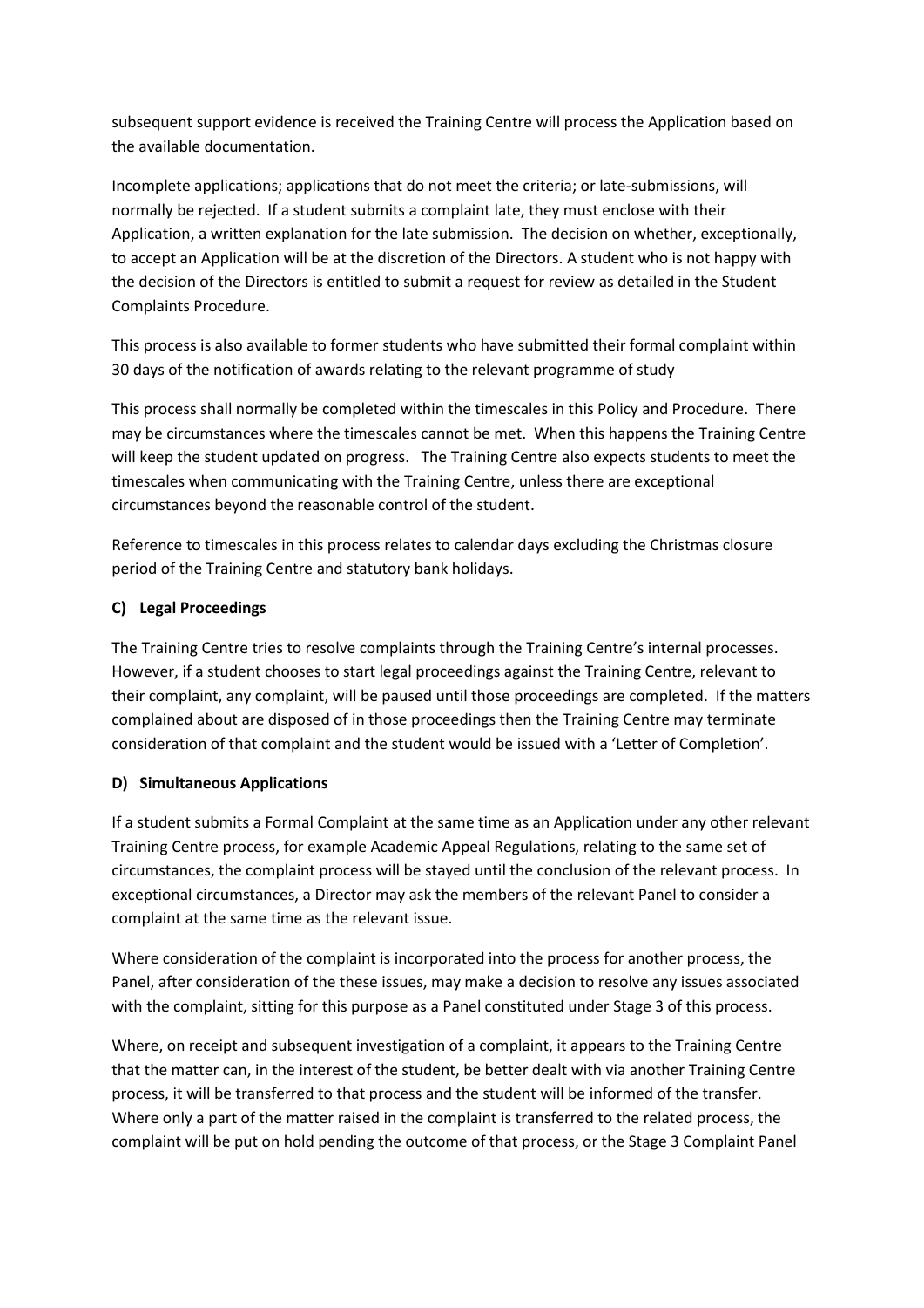subsequent support evidence is received the Training Centre will process the Application based on the available documentation.

Incomplete applications; applications that do not meet the criteria; or late-submissions, will normally be rejected. If a student submits a complaint late, they must enclose with their Application, a written explanation for the late submission. The decision on whether, exceptionally, to accept an Application will be at the discretion of the Directors. A student who is not happy with the decision of the Directors is entitled to submit a request for review as detailed in the Student Complaints Procedure.

This process is also available to former students who have submitted their formal complaint within 30 days of the notification of awards relating to the relevant programme of study

This process shall normally be completed within the timescales in this Policy and Procedure. There may be circumstances where the timescales cannot be met. When this happens the Training Centre will keep the student updated on progress. The Training Centre also expects students to meet the timescales when communicating with the Training Centre, unless there are exceptional circumstances beyond the reasonable control of the student.

Reference to timescales in this process relates to calendar days excluding the Christmas closure period of the Training Centre and statutory bank holidays.

**C) Legal Proceedings**

The Training Centre tries to resolve complaints through the Training Centre's internal processes. However, if a student chooses to start legal proceedings against the Training Centre, relevant to their complaint, any complaint, will be paused until those proceedings are completed. If the matters complained about are disposed of in those proceedings then the Training Centre may terminate consideration of that complaint and the student would be issued with a 'Letter of Completion'.

**D) Simultaneous Applications**

If a student submits a Formal Complaint at the same time as an Application under any other relevant Training Centre process, for example Academic Appeal Regulations, relating to the same set of circumstances, the complaint process will be stayed until the conclusion of the relevant process. In exceptional circumstances, a Director may ask the members of the relevant Panel to consider a complaint at the same time as the relevant issue.

Where consideration of the complaint is incorporated into the process for another process, the Panel, after consideration of the these issues, may make a decision to resolve any issues associated with the complaint, sitting for this purpose as a Panel constituted under Stage 3 of this process.

Where, on receipt and subsequent investigation of a complaint, it appears to the Training Centre that the matter can, in the interest of the student, be better dealt with via another Training Centre process, it will be transferred to that process and the student will be informed of the transfer. Where only a part of the matter raised in the complaint is transferred to the related process, the complaint will be put on hold pending the outcome of that process, or the Stage 3 Complaint Panel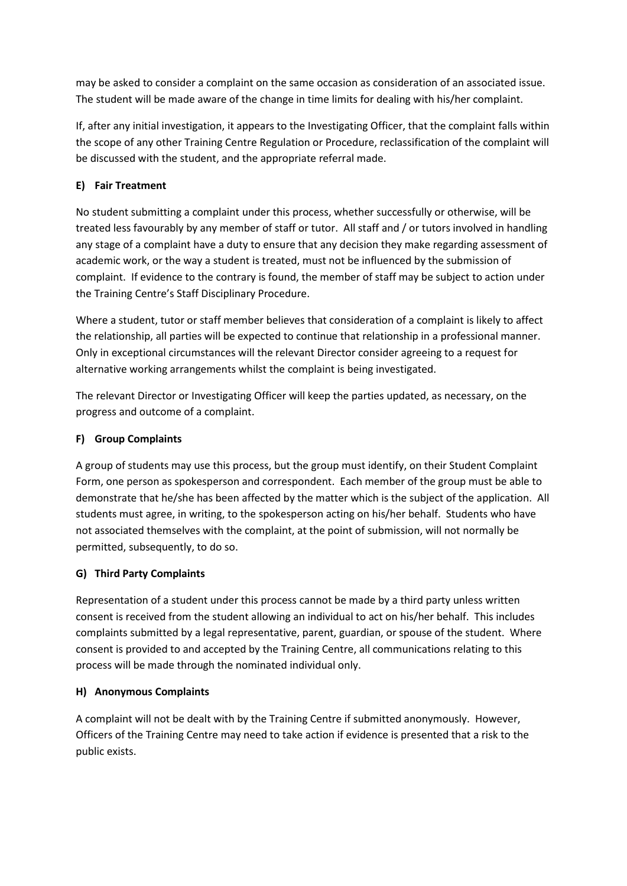may be asked to consider a complaint on the same occasion as consideration of an associated issue. The student will be made aware of the change in time limits for dealing with his/her complaint.

If, after any initial investigation, it appears to the Investigating Officer, that the complaint falls within the scope of any other Training Centre Regulation or Procedure, reclassification of the complaint will be discussed with the student, and the appropriate referral made.

### E) Fair Treatment

No student submitting a complaint under this process, whether successfully or otherwise, will be treated less favourably by any member of staff or tutor. All staff and / or tutors involved in handling any stage of a complaint have a duty to ensure that any decision they make regarding assessment of academic work, or the way a student is treated, must not be influenced by the submission of complaint. If evidence to the contrary is found, the member of staff may be subject to action under the Training Centre's Staff Disciplinary Procedure.

Where a student, tutor or staff member believes that consideration of a complaint is likely to affect the relationship, all parties will be expected to continue that relationship in a professional manner. Only in exceptional circumstances will the relevant Director consider agreeing to a request for alternative working arrangements whilst the complaint is being investigated.

The relevant Director or Investigating Officer will keep the parties updated, as necessary, on the progress and outcome of a complaint.

### F) Group Complaints

A group of students may use this process, but the group must identify, on their Student Complaint Form, one person as spokesperson and correspondent. Each member of the group must be able to demonstrate that he/she has been affected by the matter which is the subject of the application. All students must agree, in writing, to the spokesperson acting on his/her behalf. Students who have not associated themselves with the complaint, at the point of submission, will not normally be permitted, subsequently, to do so.

### G) Third Party Complaints

Representation of a student under this process cannot be made by a third party unless written consent is received from the student allowing an individual to act on his/her behalf. This includes complaints submitted by a legal representative, parent, guardian, or spouse of the student. Where consent is provided to and accepted by the Training Centre, all communications relating to this process will be made through the nominated individual only.

### H) Anonymous Complaints

A complaint will not be dealt with by the Training Centre if submitted anonymously. However, Officers of the Training Centre may need to take action if evidence is presented that a risk to the public exists.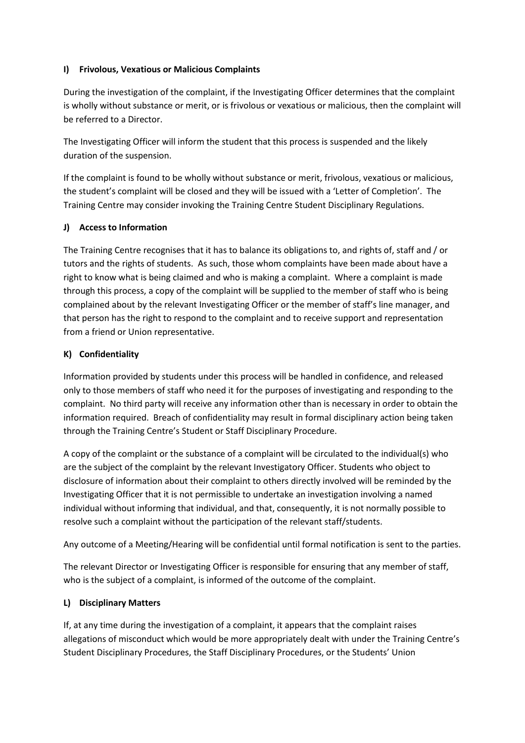### I) Frivolous, Vexatious or Malicious Complaints

During the investigation of the complaint, if the Investigating Officer determines that the complaint is wholly without substance or merit, or is frivolous or vexatious or malicious, then the complaint will be referred to a Director.

The Investigating Officer will inform the student that this process is suspended and the likely duration of the suspension.

If the complaint is found to be wholly without substance or merit, frivolous, vexatious or malicious, the student's complaint will be closed and they will be issued with a 'Letter of Completion'. The Training Centre may consider invoking the Training Centre Student Disciplinary Regulations.

### J) Access to Information

The Training Centre recognises that it has to balance its obligations to, and rights of, staff and / or tutors and the rights of students. As such, those whom complaints have been made about have a right to know what is being claimed and who is making a complaint. Where a complaint is made through this process, a copy of the complaint will be supplied to the member of staff who is being complained about by the relevant Investigating Officer or the member of staff's line manager, and that person has the right to respond to the complaint and to receive support and representation from a friend or Union representative.

### K) Confidentiality

Information provided by students under this process will be handled in confidence, and released only to those members of staff who need it for the purposes of investigating and responding to the complaint. No third party will receive any information other than is necessary in order to obtain the information required. Breach of confidentiality may result in formal disciplinary action being taken through the Training Centre's Student or Staff Disciplinary Procedure.

A copy of the complaint or the substance of a complaint will be circulated to the individual(s) who are the subject of the complaint by the relevant Investigatory Officer. Students who object to disclosure of information about their complaint to others directly involved will be reminded by the Investigating Officer that it is not permissible to undertake an investigation involving a named individual without informing that individual, and that, consequently, it is not normally possible to resolve such a complaint without the participation of the relevant staff/students.

Any outcome of a Meeting/Hearing will be confidential until formal notification is sent to the parties.

The relevant Director or Investigating Officer is responsible for ensuring that any member of staff, who is the subject of a complaint, is informed of the outcome of the complaint.

### L) Disciplinary Matters

If, at any time during the investigation of a complaint, it appears that the complaint raises allegations of misconduct which would be more appropriately dealt with under the Training Centre's Student Disciplinary Procedures, the Staff Disciplinary Procedures, or the Students' Union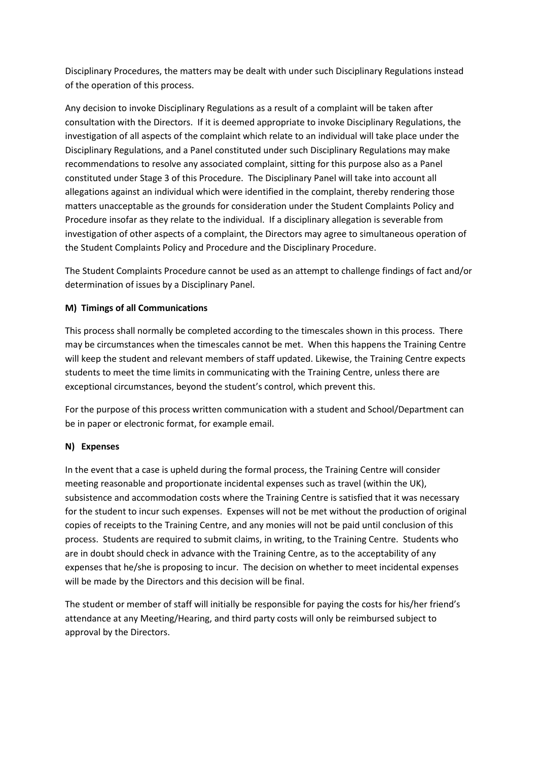Disciplinary Procedures, the matters may be dealt with under such Disciplinary Regulations instead of the operation of this process.

Any decision to invoke Disciplinary Regulations as a result of a complaint will be taken after consultation with the Directors. If it is deemed appropriate to invoke Disciplinary Regulations, the investigation of all aspects of the complaint which relate to an individual will take place under the Disciplinary Regulations, and a Panel constituted under such Disciplinary Regulations may make recommendations to resolve any associated complaint, sitting for this purpose also as a Panel constituted under Stage 3 of this Procedure. The Disciplinary Panel will take into account all allegations against an individual which were identified in the complaint, thereby rendering those matters unacceptable as the grounds for consideration under the Student Complaints Policy and Procedure insofar as they relate to the individual. If a disciplinary allegation is severable from investigation of other aspects of a complaint, the Directors may agree to simultaneous operation of the Student Complaints Policy and Procedure and the Disciplinary Procedure.

The Student Complaints Procedure cannot be used as an attempt to challenge findings of fact and/or determination of issues by a Disciplinary Panel.

**M) Timings of all Communications**

This process shall normally be completed according to the timescales shown in this process. There may be circumstances when the timescales cannot be met. When this happens the Training Centre will keep the student and relevant members of staff updated. Likewise, the Training Centre expects students to meet the time limits in communicating with the Training Centre, unless there are exceptional circumstances, beyond the student's control, which prevent this.

For the purpose of this process written communication with a student and School/Department can be in paper or electronic format, for example email.

**N) Expenses**

In the event that a case is upheld during the formal process, the Training Centre will consider meeting reasonable and proportionate incidental expenses such as travel (within the UK), subsistence and accommodation costs where the Training Centre is satisfied that it was necessary for the student to incur such expenses. Expenses will not be met without the production of original copies of receipts to the Training Centre, and any monies will not be paid until conclusion of this process. Students are required to submit claims, in writing, to the Training Centre. Students who are in doubt should check in advance with the Training Centre, as to the acceptability of any expenses that he/she is proposing to incur. The decision on whether to meet incidental expenses will be made by the Directors and this decision will be final.

The student or member of staff will initially be responsible for paying the costs for his/her friend's attendance at any Meeting/Hearing, and third party costs will only be reimbursed subject to approval by the Directors.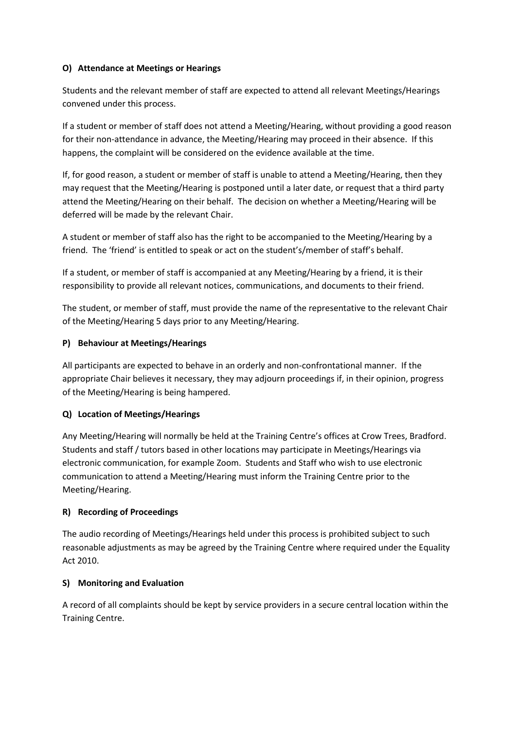### O) Attendance at Meetings or Hearings

Students and the relevant member of staff are expected to attend all relevant Meetings/Hearings convened under this process.

If a student or member of staff does not attend a Meeting/Hearing, without providing a good reason for their non-attendance in advance, the Meeting/Hearing may proceed in their absence. If this happens, the complaint will be considered on the evidence available at the time.

If, for good reason, a student or member of staff is unable to attend a Meeting/Hearing, then they may request that the Meeting/Hearing is postponed until a later date, or request that a third party attend the Meeting/Hearing on their behalf. The decision on whether a Meeting/Hearing will be deferred will be made by the relevant Chair.

A student or member of staff also has the right to be accompanied to the Meeting/Hearing by a friend. The 'friend' is entitled to speak or act on the student's/member of staff's behalf.

If a student, or member of staff is accompanied at any Meeting/Hearing by a friend, it is their responsibility to provide all relevant notices, communications, and documents to their friend.

The student, or member of staff, must provide the name of the representative to the relevant Chair of the Meeting/Hearing 5 days prior to any Meeting/Hearing.

### P) Behaviour at Meetings/Hearings

All participants are expected to behave in an orderly and non-confrontational manner. If the appropriate Chair believes it necessary, they may adjourn proceedings if, in their opinion, progress of the Meeting/Hearing is being hampered.

### Q) Location of Meetings/Hearings

Any Meeting/Hearing will normally be held at the Training Centre's offices at Crow Trees, Bradford. Students and staff / tutors based in other locations may participate in Meetings/Hearings via electronic communication, for example Zoom. Students and Staff who wish to use electronic communication to attend a Meeting/Hearing must inform the Training Centre prior to the Meeting/Hearing.

### R) Recording of Proceedings

The audio recording of Meetings/Hearings held under this process is prohibited subject to such reasonable adjustments as may be agreed by the Training Centre where required under the Equality Act 2010.

### S) Monitoring and Evaluation

A record of all complaints should be kept by service providers in a secure central location within the Training Centre.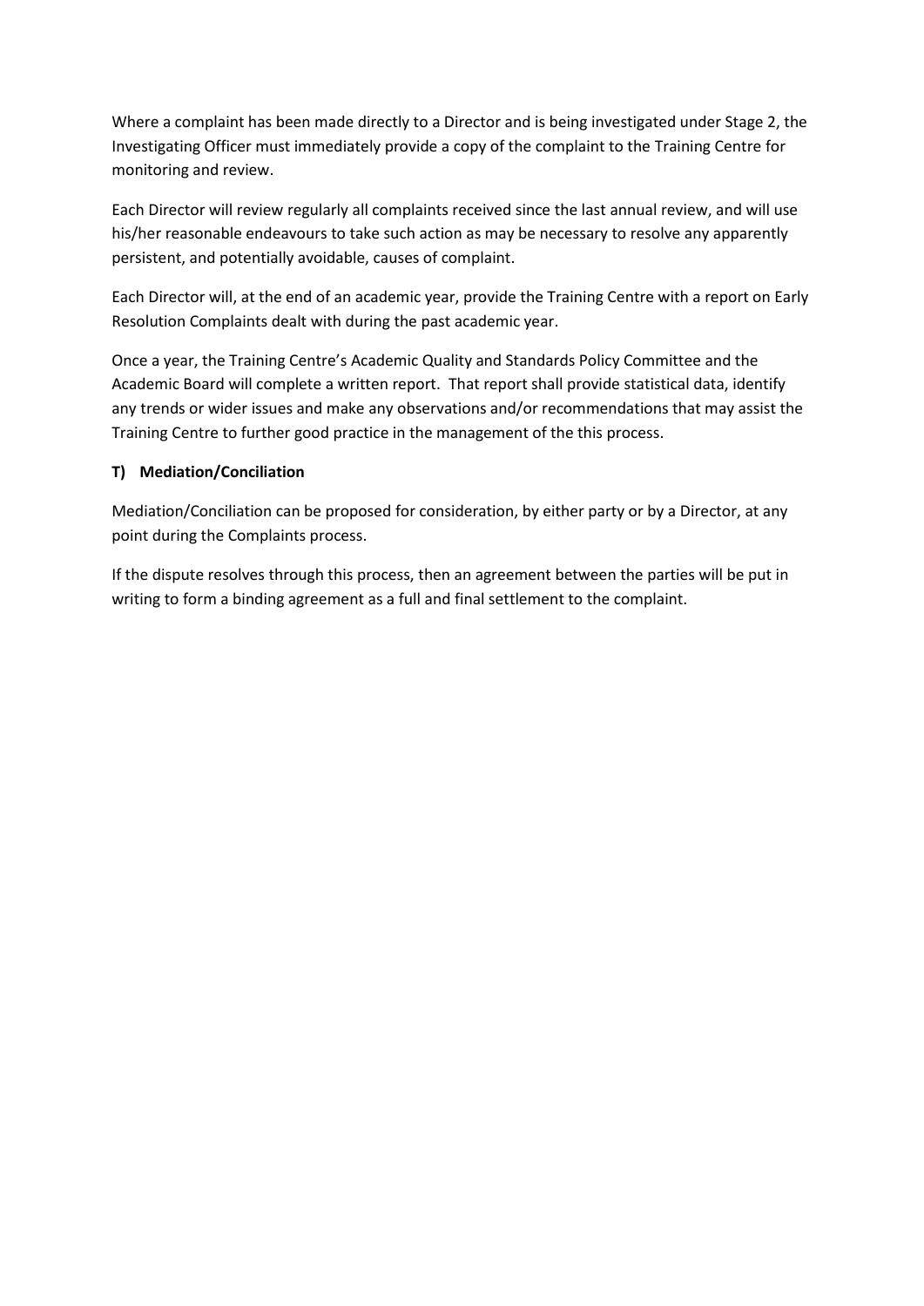Where a complaint has been made directly to a Director and is being investigated under Stage 2, the Investigating Officer must immediately provide a copy of the complaint to the Training Centre for monitoring and review.

Each Director will review regularly all complaints received since the last annual review, and will use his/her reasonable endeavours to take such action as may be necessary to resolve any apparently persistent, and potentially avoidable, causes of complaint.

Each Director will, at the end of an academic year, provide the Training Centre with a report on Early Resolution Complaints dealt with during the past academic year.

Once a year, the Training Centre's Academic Quality and Standards Policy Committee and the Academic Board will complete a written report. That report shall provide statistical data, identify any trends or wider issues and make any observations and/or recommendations that may assist the Training Centre to further good practice in the management of the this process.

### T) Mediation/Conciliation

Mediation/Conciliation can be proposed for consideration, by either party or by a Director, at any point during the Complaints process.

If the dispute resolves through this process, then an agreement between the parties will be put in writing to form a binding agreement as a full and final settlement to the complaint.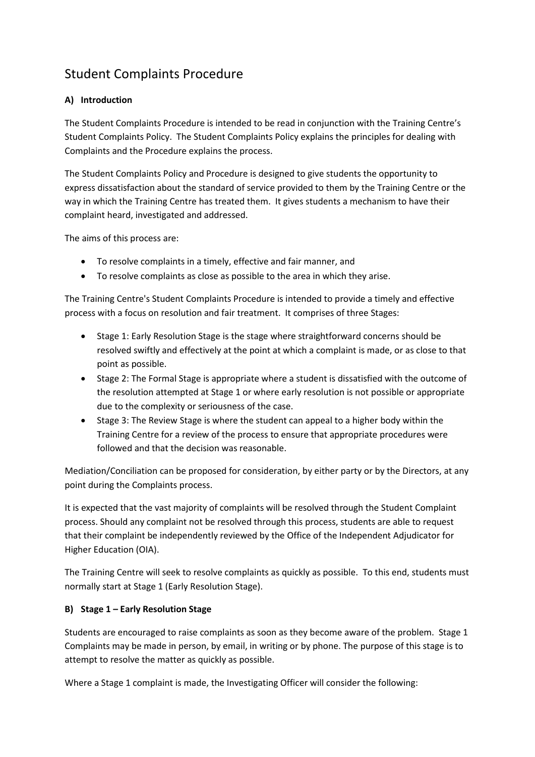# Student Complaints Procedure

### A) Introduction

The Student Complaints Procedure is intended to be read in conjunction with the Training Centre's Student Complaints Policy. The Student Complaints Policy explains the principles for dealing with Complaints and the Procedure explains the process.

The Student Complaints Policy and Procedure is designed to give students the opportunity to express dissatisfaction about the standard of service provided to them by the Training Centre or the way in which the Training Centre has treated them. It gives students a mechanism to have their complaint heard, investigated and addressed.

The aims of this process are:

- To resolve complaints in a timely, effective and fair manner, and
- To resolve complaints as close as possible to the area in which they arise.

The Training Centre's Student Complaints Procedure is intended to provide a timely and effective process with a focus on resolution and fair treatment. It comprises of three Stages:

- Stage 1: Early Resolution Stage is the stage where straightforward concerns should be resolved swiftly and effectively at the point at which a complaint is made, or as close to that point as possible.
- Stage 2: The Formal Stage is appropriate where a student is dissatisfied with the outcome of the resolution attempted at Stage 1 or where early resolution is not possible or appropriate due to the complexity or seriousness of the case.
- Stage 3: The Review Stage is where the student can appeal to a higher body within the Training Centre for a review of the process to ensure that appropriate procedures were followed and that the decision was reasonable.

Mediation/Conciliation can be proposed for consideration, by either party or by the Directors, at any point during the Complaints process.

It is expected that the vast majority of complaints will be resolved through the Student Complaint process. Should any complaint not be resolved through this process, students are able to request that their complaint be independently reviewed by the Office of the Independent Adjudicator for Higher Education (OIA).

The Training Centre will seek to resolve complaints as quickly as possible. To this end, students must normally start at Stage 1 (Early Resolution Stage).

### B) Stage 1 – Early Resolution Stage

Students are encouraged to raise complaints as soon as they become aware of the problem. Stage 1 Complaints may be made in person, by email, in writing or by phone. The purpose of this stage is to attempt to resolve the matter as quickly as possible.

Where a Stage 1 complaint is made, the Investigating Officer will consider the following: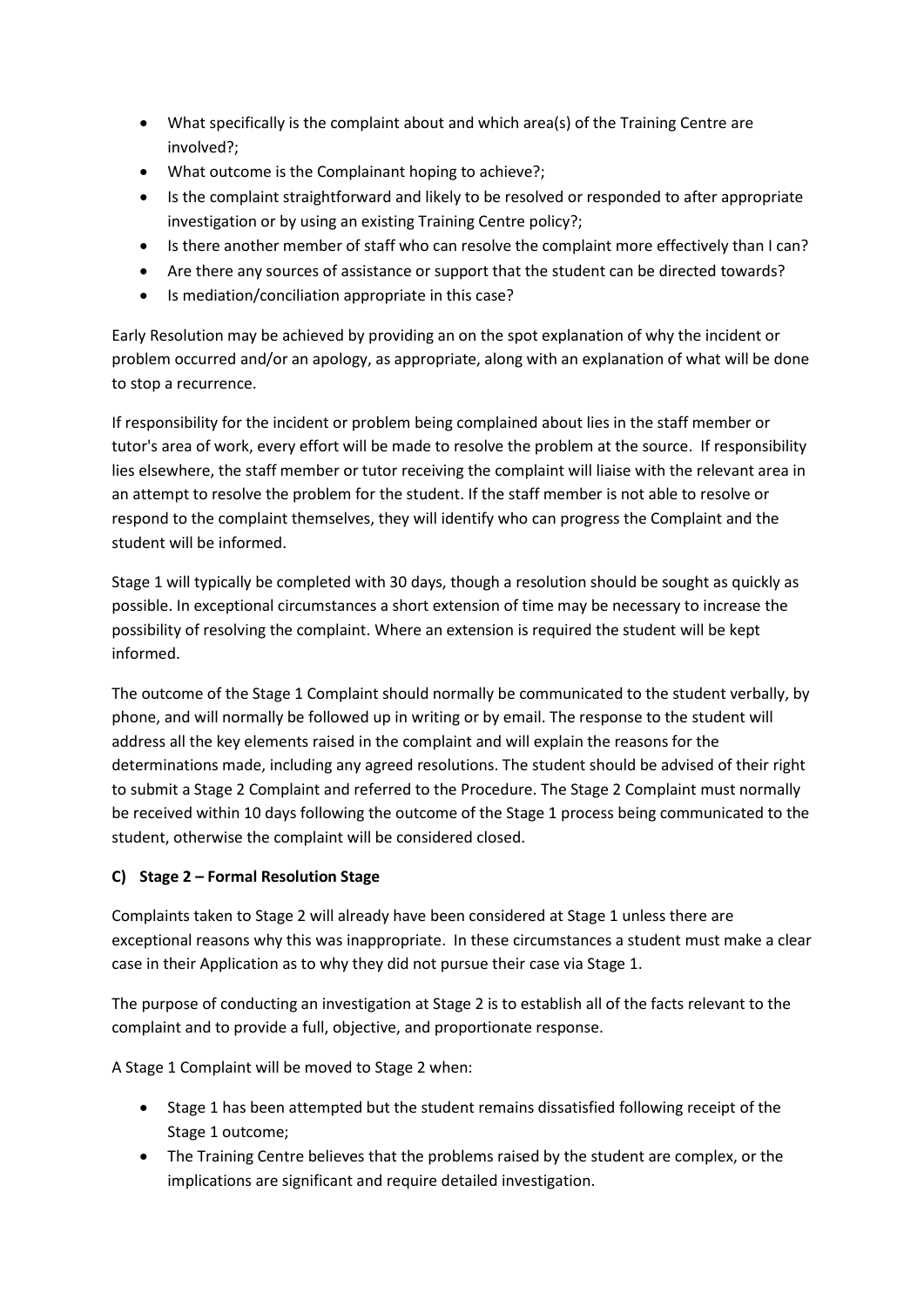- What specifically is the complaint about and which area(s) of the Training Centre are involved?;
- What outcome is the Complainant hoping to achieve?;
- Is the complaint straightforward and likely to be resolved or responded to after appropriate investigation or by using an existing Training Centre policy?;
- Is there another member of staff who can resolve the complaint more effectively than I can?
- Are there any sources of assistance or support that the student can be directed towards?
- Is mediation/conciliation appropriate in this case?

Early Resolution may be achieved by providing an on the spot explanation of why the incident or problem occurred and/or an apology, as appropriate, along with an explanation of what will be done to stop a recurrence.

If responsibility for the incident or problem being complained about lies in the staff member or tutor's area of work, every effort will be made to resolve the problem at the source. If responsibility lies elsewhere, the staff member or tutor receiving the complaint will liaise with the relevant area in an attempt to resolve the problem for the student. If the staff member is not able to resolve or respond to the complaint themselves, they will identify who can progress the Complaint and the student will be informed.

Stage 1 will typically be completed with 30 days, though a resolution should be sought as quickly as possible. In exceptional circumstances a short extension of time may be necessary to increase the possibility of resolving the complaint. Where an extension is required the student will be kept informed.

The outcome of the Stage 1 Complaint should normally be communicated to the student verbally, by phone, and will normally be followed up in writing or by email. The response to the student will address all the key elements raised in the complaint and will explain the reasons for the determinations made, including any agreed resolutions. The student should be advised of their right to submit a Stage 2 Complaint and referred to the Procedure. The Stage 2 Complaint must normally be received within 10 days following the outcome of the Stage 1 process being communicated to the student, otherwise the complaint will be considered closed.

### C) Stage 2 – Formal Resolution Stage

Complaints taken to Stage 2 will already have been considered at Stage 1 unless there are exceptional reasons why this was inappropriate. In these circumstances a student must make a clear case in their Application as to why they did not pursue their case via Stage 1.

The purpose of conducting an investigation at Stage 2 is to establish all of the facts relevant to the complaint and to provide a full, objective, and proportionate response.

A Stage 1 Complaint will be moved to Stage 2 when:

- Stage 1 has been attempted but the student remains dissatisfied following receipt of the Stage 1 outcome;
- The Training Centre believes that the problems raised by the student are complex, or the implications are significant and require detailed investigation.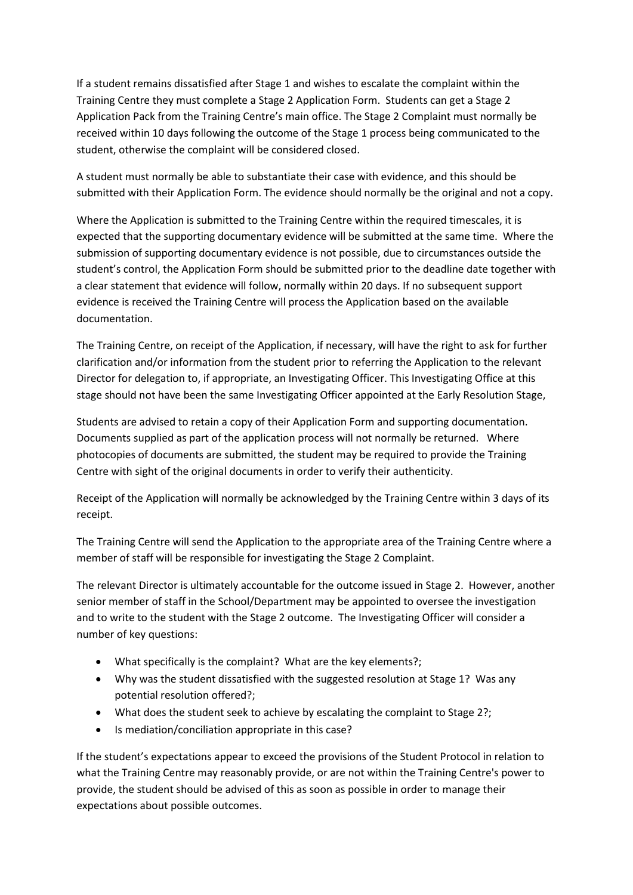If a student remains dissatisfied after Stage 1 and wishes to escalate the complaint within the Training Centre they must complete a Stage 2 Application Form. Students can get a Stage 2 Application Pack from the Training Centre's main office. The Stage 2 Complaint must normally be received within 10 days following the outcome of the Stage 1 process being communicated to the student, otherwise the complaint will be considered closed.

A student must normally be able to substantiate their case with evidence, and this should be submitted with their Application Form. The evidence should normally be the original and not a copy.

Where the Application is submitted to the Training Centre within the required timescales, it is expected that the supporting documentary evidence will be submitted at the same time. Where the submission of supporting documentary evidence is not possible, due to circumstances outside the student's control, the Application Form should be submitted prior to the deadline date together with a clear statement that evidence will follow, normally within 20 days. If no subsequent support evidence is received the Training Centre will process the Application based on the available documentation.

The Training Centre, on receipt of the Application, if necessary, will have the right to ask for further clarification and/or information from the student prior to referring the Application to the relevant Director for delegation to, if appropriate, an Investigating Officer. This Investigating Office at this stage should not have been the same Investigating Officer appointed at the Early Resolution Stage,

Students are advised to retain a copy of their Application Form and supporting documentation. Documents supplied as part of the application process will not normally be returned. Where photocopies of documents are submitted, the student may be required to provide the Training Centre with sight of the original documents in order to verify their authenticity.

Receipt of the Application will normally be acknowledged by the Training Centre within 3 days of its receipt.

The Training Centre will send the Application to the appropriate area of the Training Centre where a member of staff will be responsible for investigating the Stage 2 Complaint.

The relevant Director is ultimately accountable for the outcome issued in Stage 2. However, another senior member of staff in the School/Department may be appointed to oversee the investigation and to write to the student with the Stage 2 outcome. The Investigating Officer will consider a number of key questions:

- What specifically is the complaint? What are the key elements?;
- Why was the student dissatisfied with the suggested resolution at Stage 1? Was any potential resolution offered?;
- What does the student seek to achieve by escalating the complaint to Stage 2?;
- Is mediation/conciliation appropriate in this case?

If the student's expectations appear to exceed the provisions of the Student Protocol in relation to what the Training Centre may reasonably provide, or are not within the Training Centre's power to provide, the student should be advised of this as soon as possible in order to manage their expectations about possible outcomes.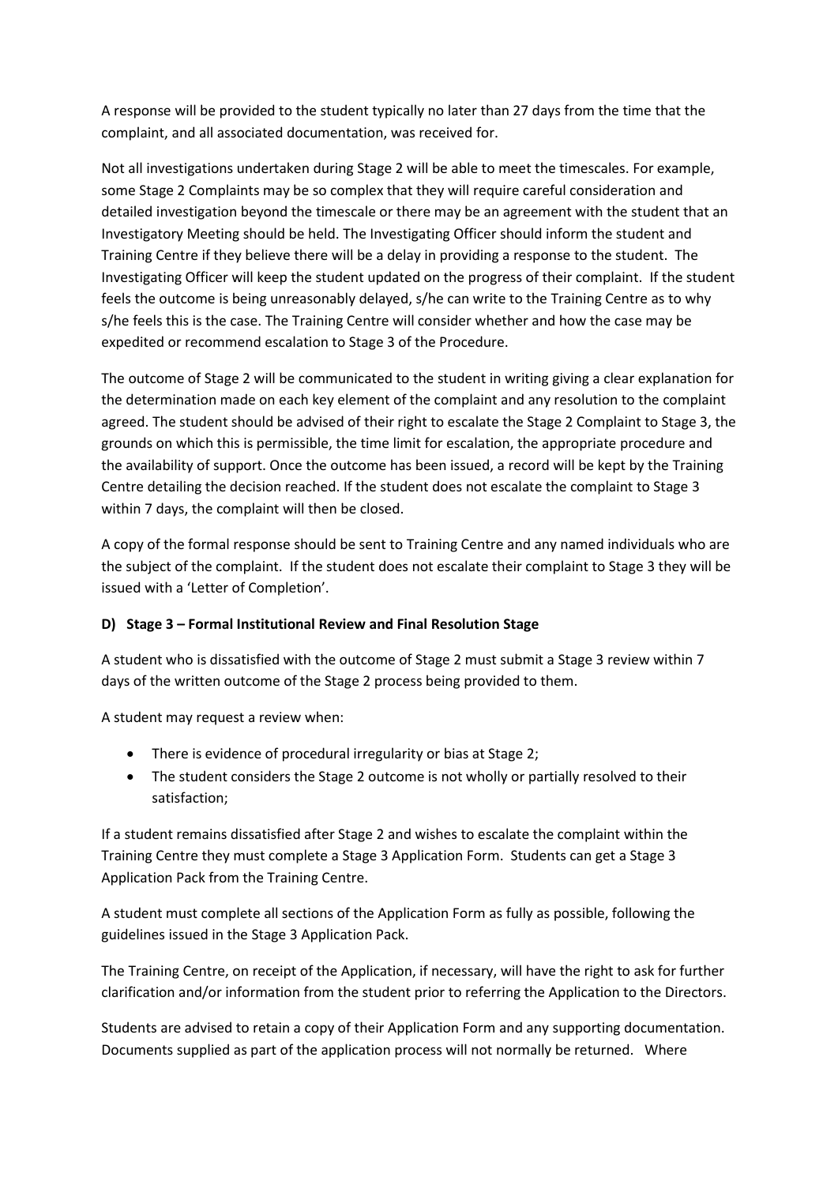A response will be provided to the student typically no later than 27 days from the time that the complaint, and all associated documentation, was received for.

Not all investigations undertaken during Stage 2 will be able to meet the timescales. For example, some Stage 2 Complaints may be so complex that they will require careful consideration and detailed investigation beyond the timescale or there may be an agreement with the student that an Investigatory Meeting should be held. The Investigating Officer should inform the student and Training Centre if they believe there will be a delay in providing a response to the student. The Investigating Officer will keep the student updated on the progress of their complaint. If the student feels the outcome is being unreasonably delayed, s/he can write to the Training Centre as to why s/he feels this is the case. The Training Centre will consider whether and how the case may be expedited or recommend escalation to Stage 3 of the Procedure.

The outcome of Stage 2 will be communicated to the student in writing giving a clear explanation for the determination made on each key element of the complaint and any resolution to the complaint agreed. The student should be advised of their right to escalate the Stage 2 Complaint to Stage 3, the grounds on which this is permissible, the time limit for escalation, the appropriate procedure and the availability of support. Once the outcome has been issued, a record will be kept by the Training Centre detailing the decision reached. If the student does not escalate the complaint to Stage 3 within 7 days, the complaint will then be closed.

A copy of the formal response should be sent to Training Centre and any named individuals who are the subject of the complaint. If the student does not escalate their complaint to Stage 3 they will be issued with a 'Letter of Completion'.

**D) Stage 3 – Formal Institutional Review and Final Resolution Stage**

A student who is dissatisfied with the outcome of Stage 2 must submit a Stage 3 review within 7 days of the written outcome of the Stage 2 process being provided to them.

A student may request a review when:

- There is evidence of procedural irregularity or bias at Stage 2;
- The student considers the Stage 2 outcome is not wholly or partially resolved to their satisfaction;

If a student remains dissatisfied after Stage 2 and wishes to escalate the complaint within the Training Centre they must complete a Stage 3 Application Form. Students can get a Stage 3 Application Pack from the Training Centre.

A student must complete all sections of the Application Form as fully as possible, following the guidelines issued in the Stage 3 Application Pack.

The Training Centre, on receipt of the Application, if necessary, will have the right to ask for further clarification and/or information from the student prior to referring the Application to the Directors.

Students are advised to retain a copy of their Application Form and any supporting documentation. Documents supplied as part of the application process will not normally be returned. Where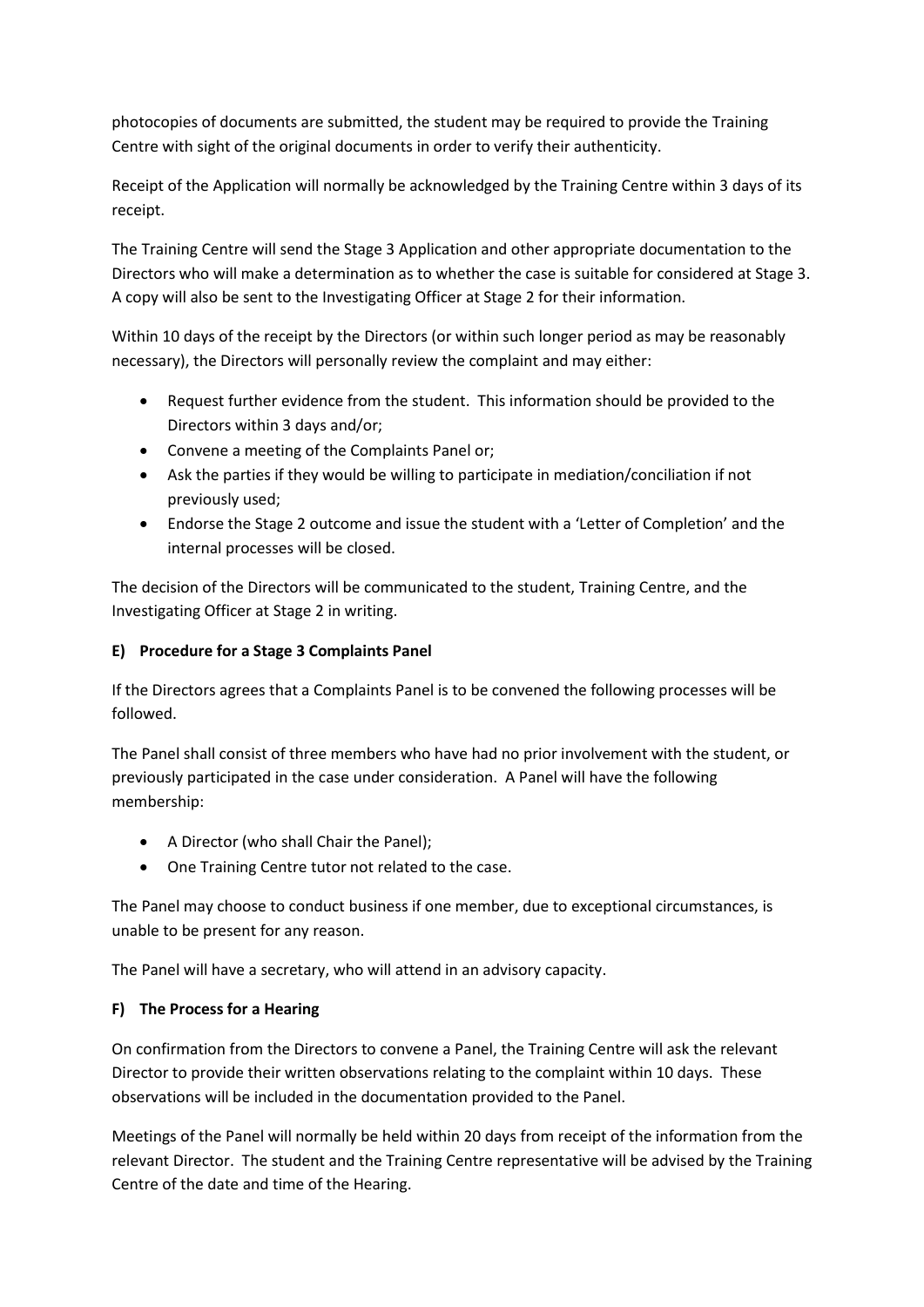photocopies of documents are submitted, the student may be required to provide the Training Centre with sight of the original documents in order to verify their authenticity.

Receipt of the Application will normally be acknowledged by the Training Centre within 3 days of its receipt.

The Training Centre will send the Stage 3 Application and other appropriate documentation to the Directors who will make a determination as to whether the case is suitable for considered at Stage 3. A copy will also be sent to the Investigating Officer at Stage 2 for their information.

Within 10 days of the receipt by the Directors (or within such longer period as may be reasonably necessary), the Directors will personally review the complaint and may either:

- Request further evidence from the student. This information should be provided to the Directors within 3 days and/or;
- Convene a meeting of the Complaints Panel or;
- Ask the parties if they would be willing to participate in mediation/conciliation if not previously used;
- Endorse the Stage 2 outcome and issue the student with a 'Letter of Completion' and the internal processes will be closed.

The decision of the Directors will be communicated to the student, Training Centre, and the Investigating Officer at Stage 2 in writing.

**E) Procedure for a Stage 3 Complaints Panel**

If the Directors agrees that a Complaints Panel is to be convened the following processes will be followed.

The Panel shall consist of three members who have had no prior involvement with the student, or previously participated in the case under consideration. A Panel will have the following membership:

- A Director (who shall Chair the Panel);
- One Training Centre tutor not related to the case.

The Panel may choose to conduct business if one member, due to exceptional circumstances, is unable to be present for any reason.

The Panel will have a secretary, who will attend in an advisory capacity.

**F) The Process for a Hearing**

On confirmation from the Directors to convene a Panel, the Training Centre will ask the relevant Director to provide their written observations relating to the complaint within 10 days. These observations will be included in the documentation provided to the Panel.

Meetings of the Panel will normally be held within 20 days from receipt of the information from the relevant Director. The student and the Training Centre representative will be advised by the Training Centre of the date and time of the Hearing.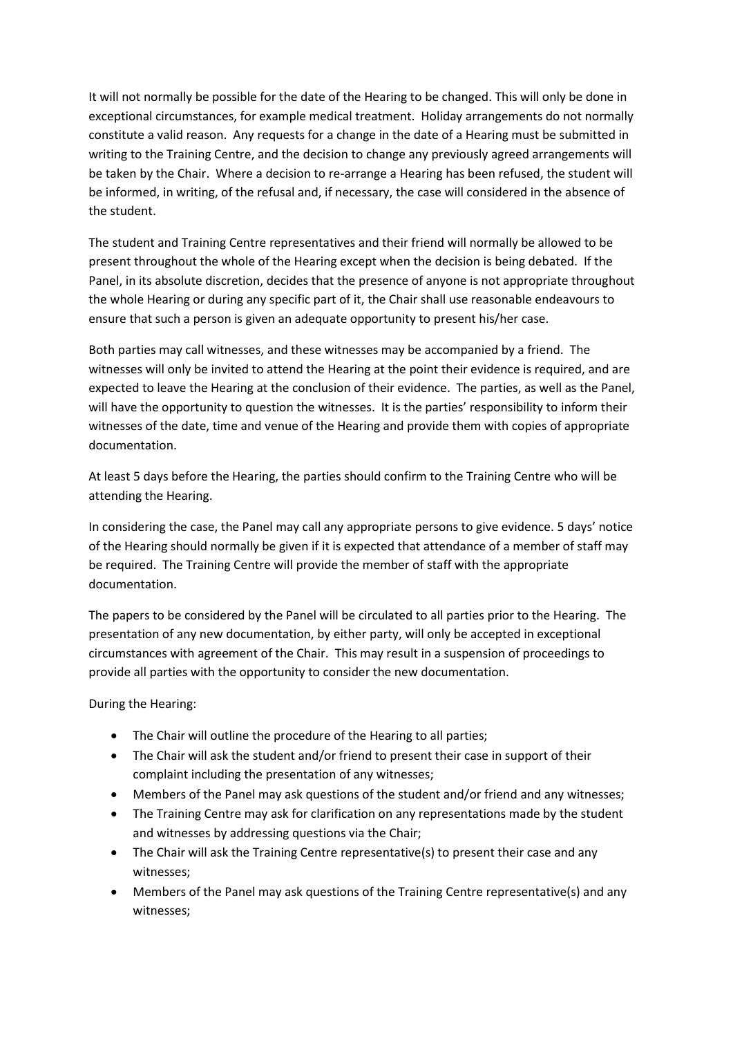It will not normally be possible for the date of the Hearing to be changed. This will only be done in exceptional circumstances, for example medical treatment. Holiday arrangements do not normally constitute a valid reason. Any requests for a change in the date of a Hearing must be submitted in writing to the Training Centre, and the decision to change any previously agreed arrangements will be taken by the Chair. Where a decision to re-arrange a Hearing has been refused, the student will be informed, in writing, of the refusal and, if necessary, the case will considered in the absence of the student.

The student and Training Centre representatives and their friend will normally be allowed to be present throughout the whole of the Hearing except when the decision is being debated. If the Panel, in its absolute discretion, decides that the presence of anyone is not appropriate throughout the whole Hearing or during any specific part of it, the Chair shall use reasonable endeavours to ensure that such a person is given an adequate opportunity to present his/her case.

Both parties may call witnesses, and these witnesses may be accompanied by a friend. The witnesses will only be invited to attend the Hearing at the point their evidence is required, and are expected to leave the Hearing at the conclusion of their evidence. The parties, as well as the Panel, will have the opportunity to question the witnesses. It is the parties' responsibility to inform their witnesses of the date, time and venue of the Hearing and provide them with copies of appropriate documentation.

At least 5 days before the Hearing, the parties should confirm to the Training Centre who will be attending the Hearing.

In considering the case, the Panel may call any appropriate persons to give evidence. 5 days' notice of the Hearing should normally be given if it is expected that attendance of a member of staff may be required. The Training Centre will provide the member of staff with the appropriate documentation.

The papers to be considered by the Panel will be circulated to all parties prior to the Hearing. The presentation of any new documentation, by either party, will only be accepted in exceptional circumstances with agreement of the Chair. This may result in a suspension of proceedings to provide all parties with the opportunity to consider the new documentation.

During the Hearing:

- The Chair will outline the procedure of the Hearing to all parties;
- The Chair will ask the student and/or friend to present their case in support of their complaint including the presentation of any witnesses;
- Members of the Panel may ask questions of the student and/or friend and any witnesses;
- The Training Centre may ask for clarification on any representations made by the student and witnesses by addressing questions via the Chair;
- The Chair will ask the Training Centre representative(s) to present their case and any witnesses;
- Members of the Panel may ask questions of the Training Centre representative(s) and any witnesses;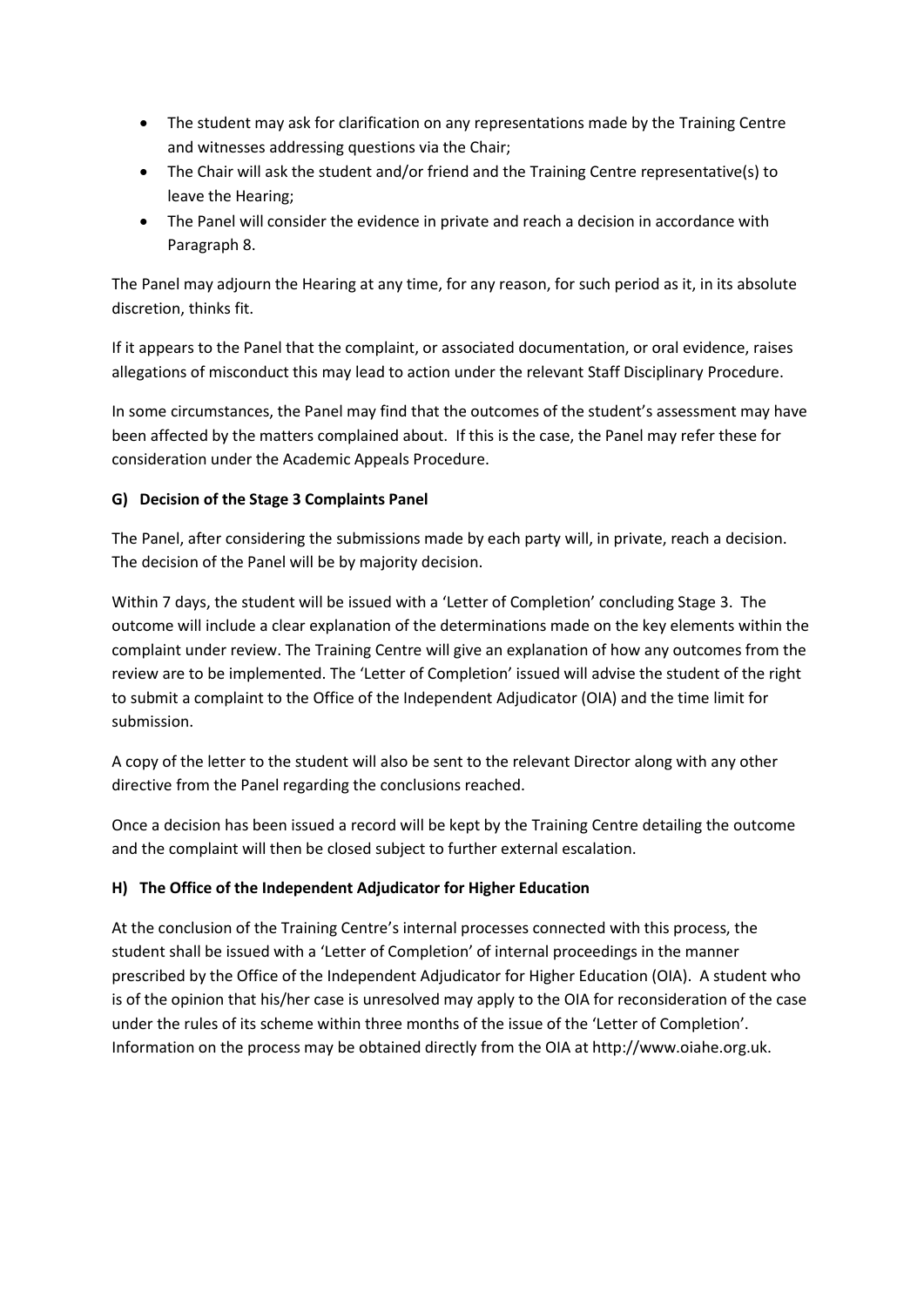- The student may ask for clarification on any representations made by the Training Centre and witnesses addressing questions via the Chair;
- The Chair will ask the student and/or friend and the Training Centre representative(s) to leave the Hearing;
- The Panel will consider the evidence in private and reach a decision in accordance with Paragraph 8.

The Panel may adjourn the Hearing at any time, for any reason, for such period as it, in its absolute discretion, thinks fit.

If it appears to the Panel that the complaint, or associated documentation, or oral evidence, raises allegations of misconduct this may lead to action under the relevant Staff Disciplinary Procedure.

In some circumstances, the Panel may find that the outcomes of the student's assessment may have been affected by the matters complained about. If this is the case, the Panel may refer these for consideration under the Academic Appeals Procedure.

### G) Decision of the Stage 3 Complaints Panel

The Panel, after considering the submissions made by each party will, in private, reach a decision. The decision of the Panel will be by majority decision.

Within 7 days, the student will be issued with a 'Letter of Completion' concluding Stage 3. The outcome will include a clear explanation of the determinations made on the key elements within the complaint under review. The Training Centre will give an explanation of how any outcomes from the review are to be implemented. The 'Letter of Completion' issued will advise the student of the right to submit a complaint to the Office of the Independent Adjudicator (OIA) and the time limit for submission.

A copy of the letter to the student will also be sent to the relevant Director along with any other directive from the Panel regarding the conclusions reached.

Once a decision has been issued a record will be kept by the Training Centre detailing the outcome and the complaint will then be closed subject to further external escalation.

### H) The Office of the Independent Adjudicator for Higher Education

At the conclusion of the Training Centre's internal processes connected with this process, the student shall be issued with a 'Letter of Completion' of internal proceedings in the manner prescribed by the Office of the Independent Adjudicator for Higher Education (OIA). A student who is of the opinion that his/her case is unresolved may apply to the OIA for reconsideration of the case under the rules of its scheme within three months of the issue of the 'Letter of Completion'. Information on the process may be obtained directly from the OIA at http://www.oiahe.org.uk.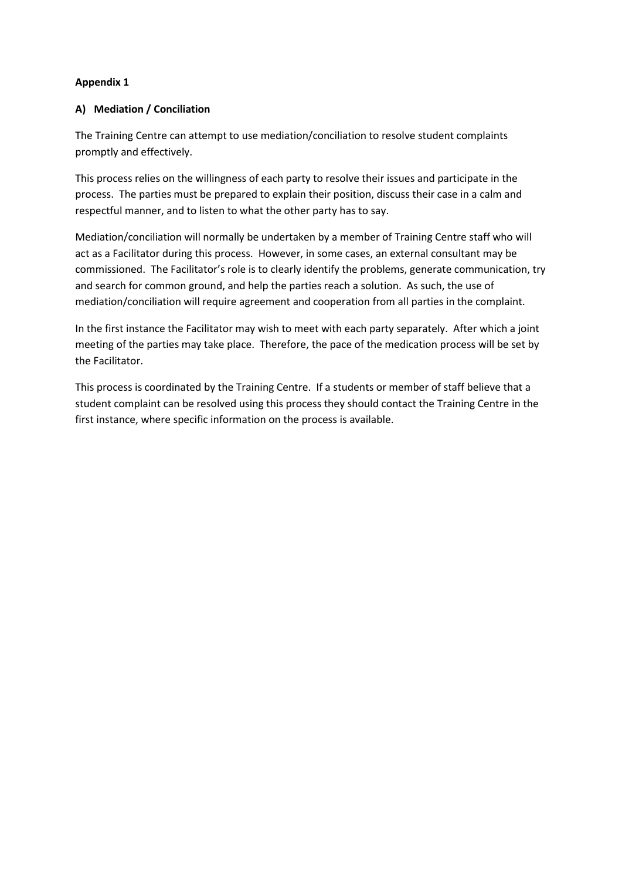**Appendix 1**

**A) Mediation / Conciliation**

The Training Centre can attempt to use mediation/conciliation to resolve student complaints promptly and effectively.

This process relies on the willingness of each party to resolve their issues and participate in the process. The parties must be prepared to explain their position, discuss their case in a calm and respectful manner, and to listen to what the other party has to say.

Mediation/conciliation will normally be undertaken by a member of Training Centre staff who will act as a Facilitator during this process. However, in some cases, an external consultant may be commissioned. The Facilitator's role is to clearly identify the problems, generate communication, try and search for common ground, and help the parties reach a solution. As such, the use of mediation/conciliation will require agreement and cooperation from all parties in the complaint.

In the first instance the Facilitator may wish to meet with each party separately. After which a joint meeting of the parties may take place. Therefore, the pace of the medication process will be set by the Facilitator.

This process is coordinated by the Training Centre. If a students or member of staff believe that a student complaint can be resolved using this process they should contact the Training Centre in the first instance, where specific information on the process is available.